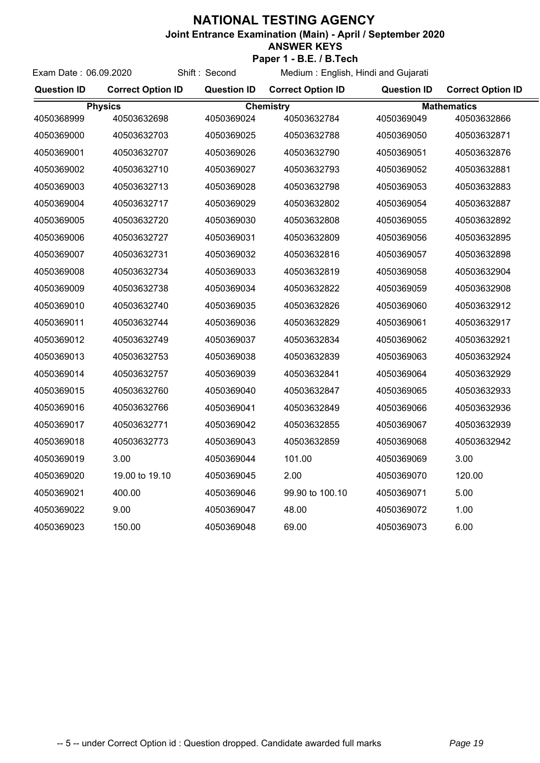# NATIONAL TESTING AGENCY

**Joint Entrance Examination (Main) - April / September 2020**

**ANSWER KEYS**

**Paper 1 - B.E. / B.Tech**

Exam Date : 06.09.2020 Shift : Second Medium : English, Hindi and Gujarati

| Question ID | Correct Option ID | Question ID | Correct Option ID | Question ID | Correct Option ID |
|---|---|---|---|---|---|
| **Physics** | | **Chemistry** | | **Mathematics** | |
| 4050368999 | 40503632698 | 4050369024 | 40503632784 | 4050369049 | 40503632866 |
| 4050369000 | 40503632703 | 4050369025 | 40503632788 | 4050369050 | 40503632871 |
| 4050369001 | 40503632707 | 4050369026 | 40503632790 | 4050369051 | 40503632876 |
| 4050369002 | 40503632710 | 4050369027 | 40503632793 | 4050369052 | 40503632881 |
| 4050369003 | 40503632713 | 4050369028 | 40503632798 | 4050369053 | 40503632883 |
| 4050369004 | 40503632717 | 4050369029 | 40503632802 | 4050369054 | 40503632887 |
| 4050369005 | 40503632720 | 4050369030 | 40503632808 | 4050369055 | 40503632892 |
| 4050369006 | 40503632727 | 4050369031 | 40503632809 | 4050369056 | 40503632895 |
| 4050369007 | 40503632731 | 4050369032 | 40503632816 | 4050369057 | 40503632898 |
| 4050369008 | 40503632734 | 4050369033 | 40503632819 | 4050369058 | 40503632904 |
| 4050369009 | 40503632738 | 4050369034 | 40503632822 | 4050369059 | 40503632908 |
| 4050369010 | 40503632740 | 4050369035 | 40503632826 | 4050369060 | 40503632912 |
| 4050369011 | 40503632744 | 4050369036 | 40503632829 | 4050369061 | 40503632917 |
| 4050369012 | 40503632749 | 4050369037 | 40503632834 | 4050369062 | 40503632921 |
| 4050369013 | 40503632753 | 4050369038 | 40503632839 | 4050369063 | 40503632924 |
| 4050369014 | 40503632757 | 4050369039 | 40503632841 | 4050369064 | 40503632929 |
| 4050369015 | 40503632760 | 4050369040 | 40503632847 | 4050369065 | 40503632933 |
| 4050369016 | 40503632766 | 4050369041 | 40503632849 | 4050369066 | 40503632936 |
| 4050369017 | 40503632771 | 4050369042 | 40503632855 | 4050369067 | 40503632939 |
| 4050369018 | 40503632773 | 4050369043 | 40503632859 | 4050369068 | 40503632942 |
| 4050369019 | 3.00 | 4050369044 | 101.00 | 4050369069 | 3.00 |
| 4050369020 | 19.00 to 19.10 | 4050369045 | 2.00 | 4050369070 | 120.00 |
| 4050369021 | 400.00 | 4050369046 | 99.90 to 100.10 | 4050369071 | 5.00 |
| 4050369022 | 9.00 | 4050369047 | 48.00 | 4050369072 | 1.00 |
| 4050369023 | 150.00 | 4050369048 | 69.00 | 4050369073 | 6.00 |

-- 5 -- under Correct Option id : Question dropped. Candidate awarded full marks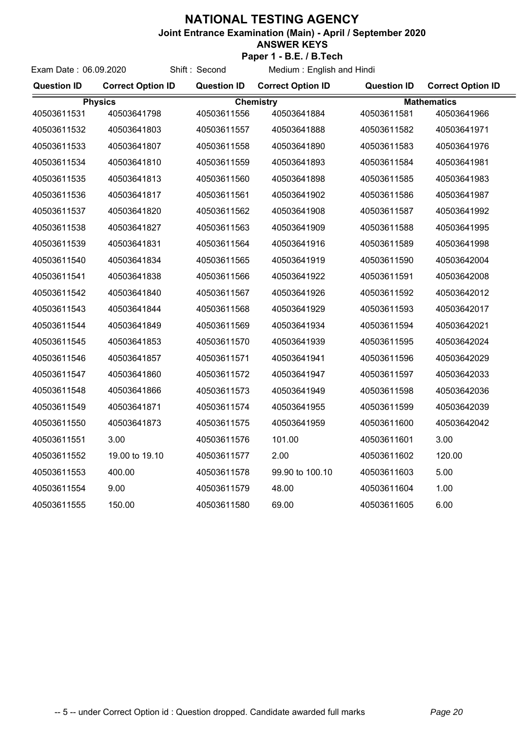# NATIONAL TESTING AGENCY

**Joint Entrance Examination (Main) - April / September 2020**

**ANSWER KEYS**

**Paper 1 - B.E. / B.Tech**

Exam Date : 06.09.2020 Shift : Second Medium : English and Hindi

| Question ID | Correct Option ID | Question ID | Correct Option ID | Question ID | Correct Option ID |
|---|---|---|---|---|---|
| **Physics** | | **Chemistry** | | **Mathematics** | |
| 40503611531 | 40503641798 | 40503611556 | 40503641884 | 40503611581 | 40503641966 |
| 40503611532 | 40503641803 | 40503611557 | 40503641888 | 40503611582 | 40503641971 |
| 40503611533 | 40503641807 | 40503611558 | 40503641890 | 40503611583 | 40503641976 |
| 40503611534 | 40503641810 | 40503611559 | 40503641893 | 40503611584 | 40503641981 |
| 40503611535 | 40503641813 | 40503611560 | 40503641898 | 40503611585 | 40503641983 |
| 40503611536 | 40503641817 | 40503611561 | 40503641902 | 40503611586 | 40503641987 |
| 40503611537 | 40503641820 | 40503611562 | 40503641908 | 40503611587 | 40503641992 |
| 40503611538 | 40503641827 | 40503611563 | 40503641909 | 40503611588 | 40503641995 |
| 40503611539 | 40503641831 | 40503611564 | 40503641916 | 40503611589 | 40503641998 |
| 40503611540 | 40503641834 | 40503611565 | 40503641919 | 40503611590 | 40503642004 |
| 40503611541 | 40503641838 | 40503611566 | 40503641922 | 40503611591 | 40503642008 |
| 40503611542 | 40503641840 | 40503611567 | 40503641926 | 40503611592 | 40503642012 |
| 40503611543 | 40503641844 | 40503611568 | 40503641929 | 40503611593 | 40503642017 |
| 40503611544 | 40503641849 | 40503611569 | 40503641934 | 40503611594 | 40503642021 |
| 40503611545 | 40503641853 | 40503611570 | 40503641939 | 40503611595 | 40503642024 |
| 40503611546 | 40503641857 | 40503611571 | 40503641941 | 40503611596 | 40503642029 |
| 40503611547 | 40503641860 | 40503611572 | 40503641947 | 40503611597 | 40503642033 |
| 40503611548 | 40503641866 | 40503611573 | 40503641949 | 40503611598 | 40503642036 |
| 40503611549 | 40503641871 | 40503611574 | 40503641955 | 40503611599 | 40503642039 |
| 40503611550 | 40503641873 | 40503611575 | 40503641959 | 40503611600 | 40503642042 |
| 40503611551 | 3.00 | 40503611576 | 101.00 | 40503611601 | 3.00 |
| 40503611552 | 19.00 to 19.10 | 40503611577 | 2.00 | 40503611602 | 120.00 |
| 40503611553 | 400.00 | 40503611578 | 99.90 to 100.10 | 40503611603 | 5.00 |
| 40503611554 | 9.00 | 40503611579 | 48.00 | 40503611604 | 1.00 |
| 40503611555 | 150.00 | 40503611580 | 69.00 | 40503611605 | 6.00 |

-- 5 -- under Correct Option id : Question dropped. Candidate awarded full marks